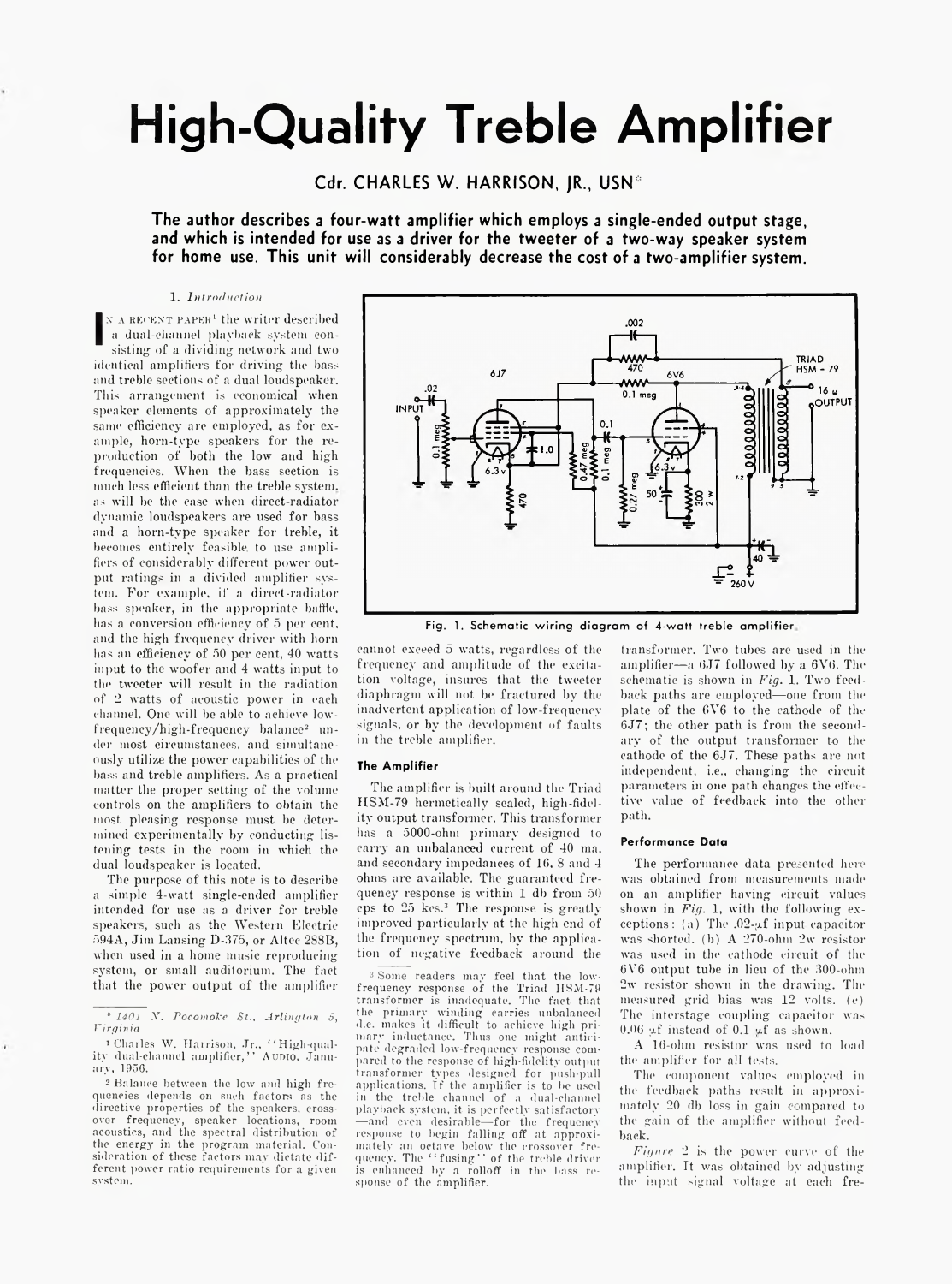# High-Quality Treble Amplifier

**Cdr. CHARLES W. HARRISON, JR., USN***

**The author describes a four-watt amplifier which employs a single-ended output stage, and which is intended for use as a driver for the tweeter of a two-way speaker system for home use. This unit will considerably decrease the cost of a two-amplifier system.**

### 1. *Introduction*

In a recent paper[1] the writer described a dual-channel playback system consisting of a dividing network and two identical amplifiers for driving the bass and treble sections of a dual loudspeaker. This arrangement is economical when speaker elements of approximately the same efficiency are employed, as for example, horn-type speakers for the reproduction of both the low and high frequencies. When the bass section is much less efficient than the treble system, as will be the case when direct-radiator dynamic loudspeakers are used for bass and a horn-type speaker for treble, it becomes entirely feasible to use amplifiers of considerably different power output ratings in a divided amplifier system. For example, if a direct-radiator bass speaker, in the appropriate baffle, has a conversion efficiency of 5 per cent, and the high frequency driver with horn has an efficiency of 50 per cent, 40 watts input to the woofer and 4 watts input to the tweeter will result in the radiation of 2 watts of acoustic power in each channel. One will be able to achieve low-frequency/high-frequency balance[2] under most circumstances, and simultaneously utilize the power capabilities of the bass and treble amplifiers. As a practical matter the proper setting of the volume controls on the amplifiers to obtain the most pleasing response must be determined experimentally by conducting listening tests in the room in which the dual loudspeaker is located.

The purpose of this note is to describe a simple 4-watt single-ended amplifier intended for use as a driver for treble speakers, such as the Western Electric 594A, Jim Lansing D-375, or Altec 288B, when used in a home music reproducing system, or small auditorium. The fact that the power output of the amplifier cannot exceed 5 watts, regardless of the frequency and amplitude of the excitation voltage, insures that the tweeter diaphragm will not be fractured by the inadvertent application of low-frequency signals, or by the development of faults in the treble amplifier.

Fig. 1. Schematic wiring diagram of 4-watt treble amplifier.

### The Amplifier

The amplifier is built around the Triad HSM-79 hermetically sealed, high-fidelity output transformer. This transformer has a 5000-ohm primary designed to carry an unbalanced current of 40 ma, and secondary impedances of 16, 8 and 4 ohms are available. The guaranteed frequency response is within 1 db from 50 cps to 25 kcs.[3] The response is greatly improved particularly at the high end of the frequency spectrum, by the application of negative feedback around the transformer. Two tubes are used in the amplifier—a 6J7 followed by a 6V6. The schematic is shown in *Fig.* 1. Two feedback paths are employed—one from the plate of the 6V6 to the cathode of the 6J7; the other path is from the secondary of the output transformer to the cathode of the 6J7. These paths are not independent, i.e., changing the circuit parameters in one path changes the effective value of feedback into the other path.

### Performance Data

The performance data presented here was obtained from measurements made on an amplifier having circuit values shown in *Fig.* 1, with the following exceptions: (a) The .02-μf input capacitor was shorted. (b) A 270-ohm 2w resistor was used in the cathode circuit of the 6V6 output tube in lieu of the 300-ohm 2w resistor shown in the drawing. The measured grid bias was 12 volts. (c) The interstage coupling capacitor was 0.06 μf instead of 0.1 μf as shown.

A 16-ohm resistor was used to load the amplifier for all tests.

The component values employed in the feedback paths result in approximately 20 db loss in gain compared to the gain of the amplifier without feedback.

*Figure* 2 is the power curve of the amplifier. It was obtained by adjusting the input signal voltage at each fre-

---

* *1401 N. Pocomoke St., Arlington 5, Virginia*

[1] Charles W. Harrison, Jr., "High-quality dual-channel amplifier," Audio, January, 1956.

[2] Balance between the low and high frequencies depends on such factors as the directive properties of the speakers, crossover frequency, speaker locations, room acoustics, and the spectral distribution of the energy in the program material. Consideration of these factors may dictate different power ratio requirements for a given system.

[3] Some readers may feel that the low-frequency response of the Triad HSM-79 transformer is inadequate. The fact that the primary winding carries unbalanced d.c. makes it difficult to achieve high primary inductance. Thus one might anticipate degraded low-frequency response compared to the response of high-fidelity output transformer types designed for push-pull applications. If the amplifier is to be used in the treble channel of a dual-channel playback system, it is perfectly satisfactory—and even desirable—for the frequency response to begin falling off at approximately an octave below the crossover frequency. The "fusing" of the treble driver is enhanced by a rolloff in the bass response of the amplifier.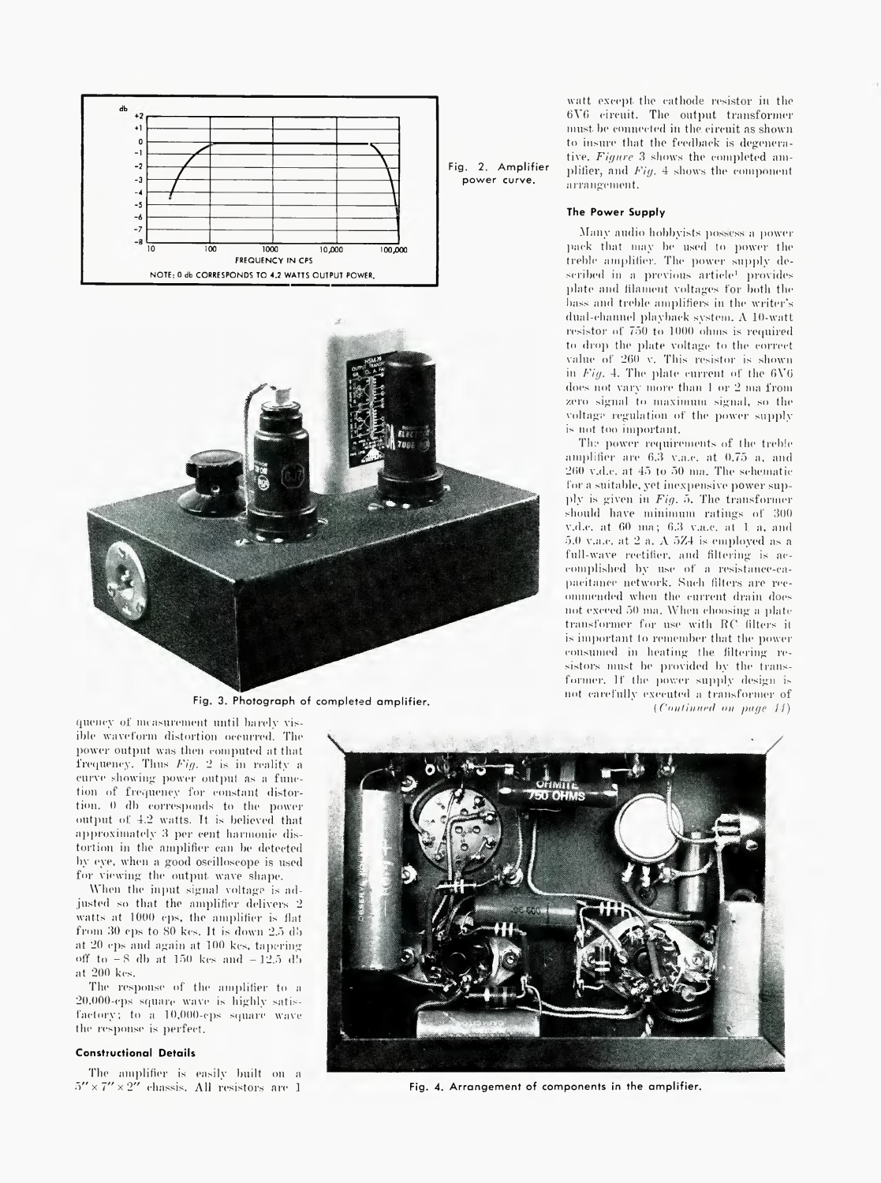Fig. 2. Amplifier power curve.

NOTE: 0 db CORRESPONDS TO 4.2 WATTS OUTPUT POWER.

Fig. 3. Photograph of completed amplifier.

quency of measurement until barely visible waveform distortion occurred. The power output was then computed at that frequency. Thus *Fig.* 2 is in reality a curve showing power output as a function of frequency for constant distortion. 0 db corresponds to the power output of 4.2 watts. It is believed that approximately 3 per cent harmonic distortion in the amplifier can be detected by eye, when a good oscilloscope is used for viewing the output wave shape.

When the input signal voltage is adjusted so that the amplifier delivers 2 watts at 1000 cps, the amplifier is flat from 30 cps to 80 kcs. It is down 2.5 db at 20 cps and again at 100 kcs, tapering off to −8 db at 150 kcs and −12.5 db at 200 kcs.

The response of the amplifier to a 20,000-cps square wave is highly satisfactory; to a 10,000-cps square wave the response is perfect.

#### Constructional Details

The amplifier is easily built on a 5″ × 7″ × 2″ chassis. All resistors are 1 watt except the cathode resistor in the 6V6 circuit. The output transformer must be connected in the circuit as shown to insure that the feedback is degenerative. *Figure* 3 shows the completed amplifier, and *Fig.* 4 shows the component arrangement.

#### The Power Supply

Many audio hobbyists possess a power pack that may be used to power the treble amplifier. The power supply described in a previous article[1] provides plate and filament voltages for both the bass and treble amplifiers in the writer's dual-channel playback system. A 10-watt resistor of 750 to 1000 ohms is required to drop the plate voltage to the correct value of 260 v. This resistor is shown in *Fig.* 4. The plate current of the 6V6 does not vary more than 1 or 2 ma from zero signal to maximum signal, so the voltage regulation of the power supply is not too important.

The power requirements of the treble amplifier are 6.3 v.a.c. at 0.75 a, and 260 v.d.c. at 45 to 50 ma. The schematic for a suitable, yet inexpensive power supply is given in *Fig.* 5. The transformer should have minimum ratings of 300 v.d.c. at 60 ma; 6.3 v.a.c. at 1 a, and 5.0 v.a.c. at 2 a. A 5Z4 is employed as a full-wave rectifier, and filtering is accomplished by use of a resistance-capacitance network. Such filters are recommended when the current drain does not exceed 50 ma. When choosing a plate transformer for use with RC filters it is important to remember that the power consumed in heating the filtering resistors must be provided by the transformer. If the power supply design is not carefully executed a transformer of

(*Continued on page 44*)

Fig. 4. Arrangement of components in the amplifier.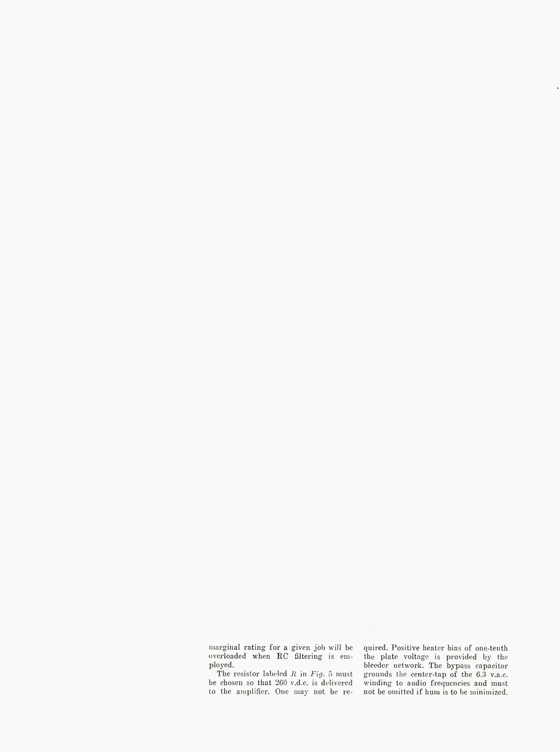marginal rating for a given job will be overloaded when RC filtering is employed.

The resistor labeled *R* in *Fig.* 5 must be chosen so that 260 v.d.c. is delivered to the amplifier. One may not be required. Positive heater bias of one-tenth the plate voltage is provided by the bleeder network. The bypass capacitor grounds the center-tap of the 6.3 v.a.c. winding to audio frequencies and must not be omitted if hum is to be minimized.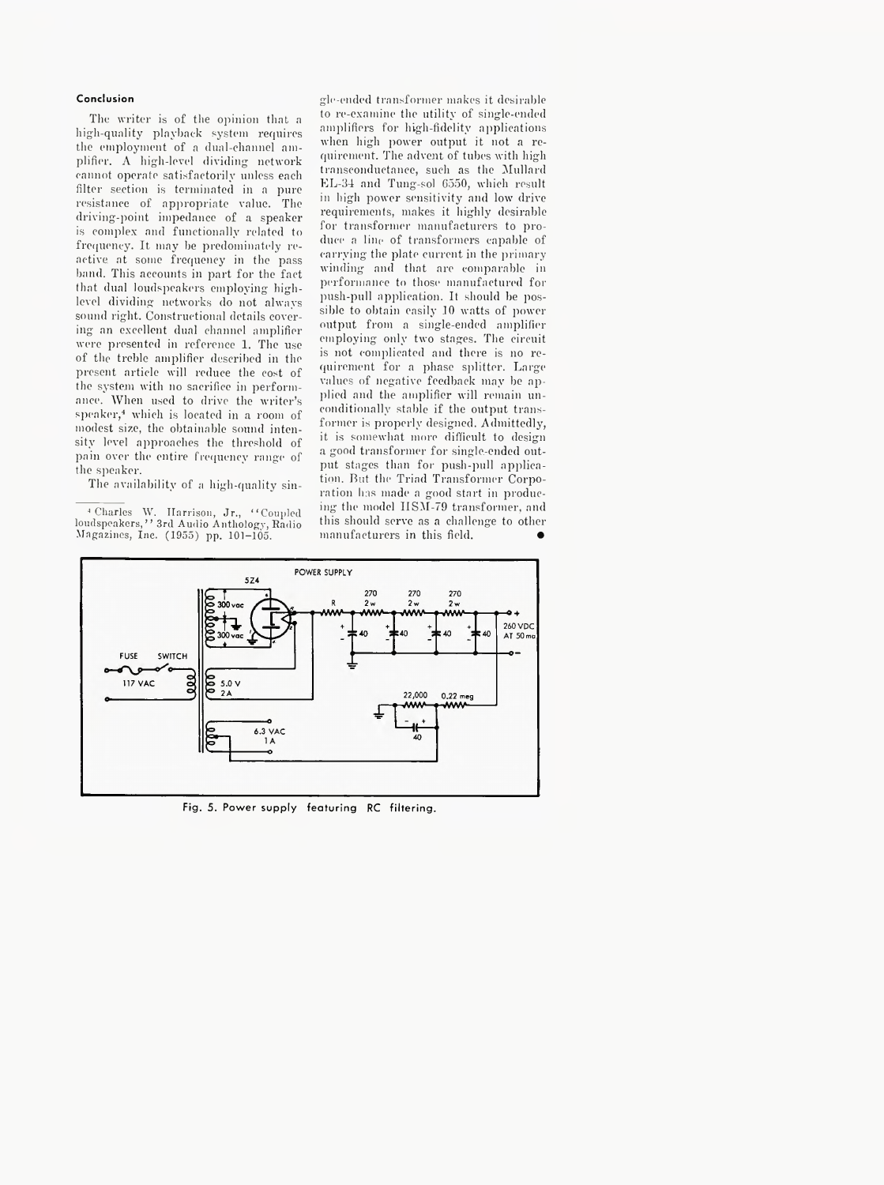**Conclusion**

The writer is of the opinion that a high-quality playback system requires the employment of a dual-channel amplifier. A high-level dividing network cannot operate satisfactorily unless each filter section is terminated in a pure resistance of appropriate value. The driving-point impedance of a speaker is complex and functionally related to frequency. It may be predominately reactive at some frequency in the pass band. This accounts in part for the fact that dual loudspeakers employing high-level dividing networks do not always sound right. Constructional details covering an excellent dual channel amplifier were presented in reference 1. The use of the treble amplifier described in the present article will reduce the cost of the system with no sacrifice in performance. When used to drive the writer's speaker,[4] which is located in a room of modest size, the obtainable sound intensity level approaches the threshold of pain over the entire frequency range of the speaker.

The availability of a high-quality single-ended transformer makes it desirable to re-examine the utility of single-ended amplifiers for high-fidelity applications when high power output it not a requirement. The advent of tubes with high transconductance, such as the Mullard EL-34 and Tung-sol 6550, which result in high power sensitivity and low drive requirements, makes it highly desirable for transformer manufacturers to produce a line of transformers capable of carrying the plate current in the primary winding and that are comparable in performance to those manufactured for push-pull application. It should be possible to obtain easily 10 watts of power output from a single-ended amplifier employing only two stages. The circuit is not complicated and there is no requirement for a phase splitter. Large values of negative feedback may be applied and the amplifier will remain unconditionally stable if the output transformer is properly designed. Admittedly, it is somewhat more difficult to design a good transformer for single-ended output stages than for push-pull application. But the Triad Transformer Corporation has made a good start in producing the model HSM-79 transformer, and this should serve as a challenge to other manufacturers in this field. ●

[4] Charles W. Harrison, Jr., "Coupled loudspeakers," 3rd Audio Anthology, Radio Magazines, Inc. (1955) pp. 101–105.

POWER SUPPLY

5Z4

300 vac

300 vac

R

270 2 w

270 2 w

270 2 w

40

40

40

40

260 VDC AT 50 ma.

FUSE SWITCH

117 VAC

5.0 V 2 A

22,000

0.22 meg

40

6.3 VAC 1 A

Fig. 5. Power supply featuring RC filtering.